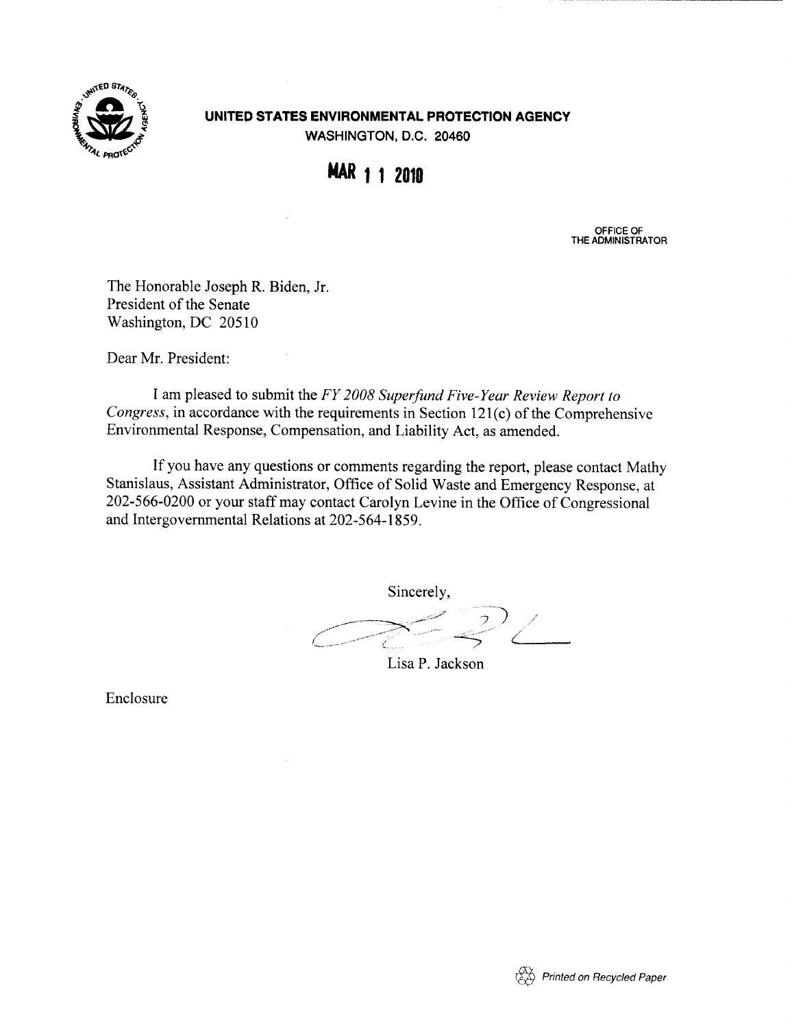**UNITED STATES ENVIRONMENTAL PROTECTION AGENCY**
WASHINGTON, D.C. 20460

**MAR 11 2010**

OFFICE OF
THE ADMINISTRATOR

The Honorable Joseph R. Biden, Jr.
President of the Senate
Washington, DC 20510

Dear Mr. President:

I am pleased to submit the *FY 2008 Superfund Five-Year Review Report to Congress*, in accordance with the requirements in Section 121(c) of the Comprehensive Environmental Response, Compensation, and Liability Act, as amended.

If you have any questions or comments regarding the report, please contact Mathy Stanislaus, Assistant Administrator, Office of Solid Waste and Emergency Response, at 202-566-0200 or your staff may contact Carolyn Levine in the Office of Congressional and Intergovernmental Relations at 202-564-1859.

Sincerely,

Lisa P. Jackson

Enclosure

Printed on Recycled Paper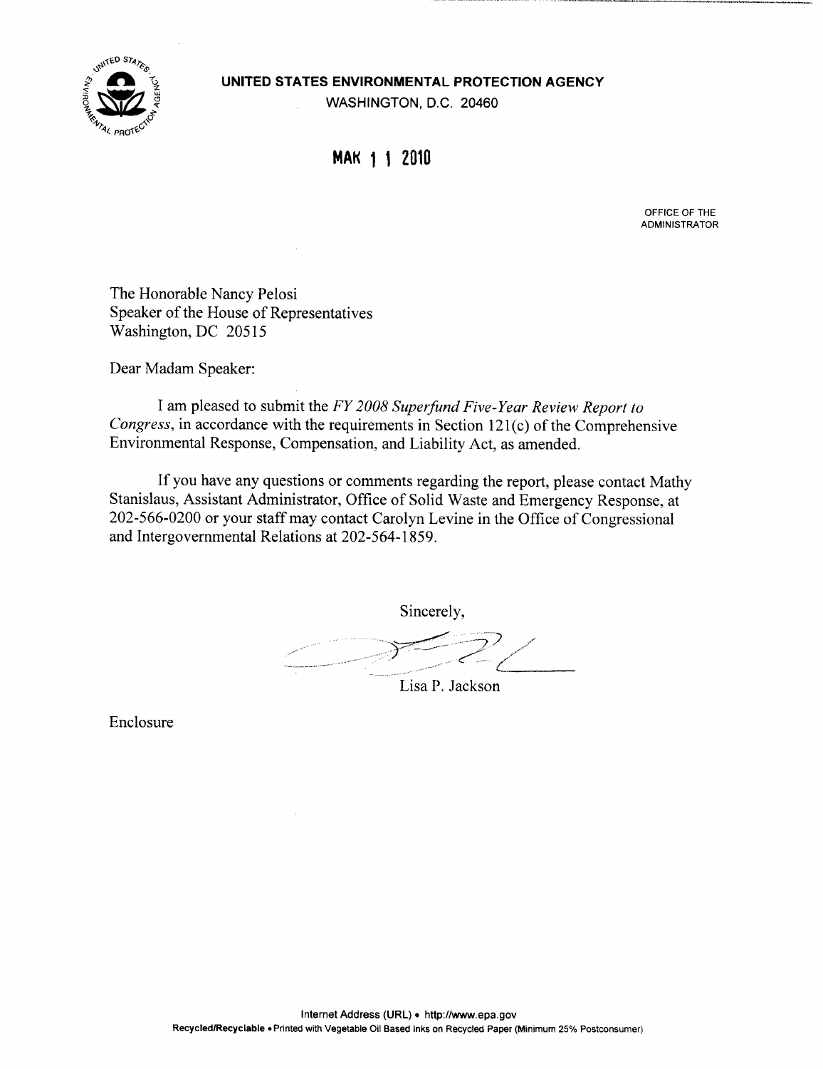**UNITED STATES ENVIRONMENTAL PROTECTION AGENCY**
WASHINGTON, D.C. 20460

**MAR 1 1 2010**

OFFICE OF THE
ADMINISTRATOR

The Honorable Nancy Pelosi
Speaker of the House of Representatives
Washington, DC 20515

Dear Madam Speaker:

I am pleased to submit the *FY 2008 Superfund Five-Year Review Report to Congress*, in accordance with the requirements in Section 121(c) of the Comprehensive Environmental Response, Compensation, and Liability Act, as amended.

If you have any questions or comments regarding the report, please contact Mathy Stanislaus, Assistant Administrator, Office of Solid Waste and Emergency Response, at 202-566-0200 or your staff may contact Carolyn Levine in the Office of Congressional and Intergovernmental Relations at 202-564-1859.

Sincerely,

Lisa P. Jackson

Enclosure

Internet Address (URL) • http://www.epa.gov
Recycled/Recyclable • Printed with Vegetable Oil Based Inks on Recycled Paper (Minimum 25% Postconsumer)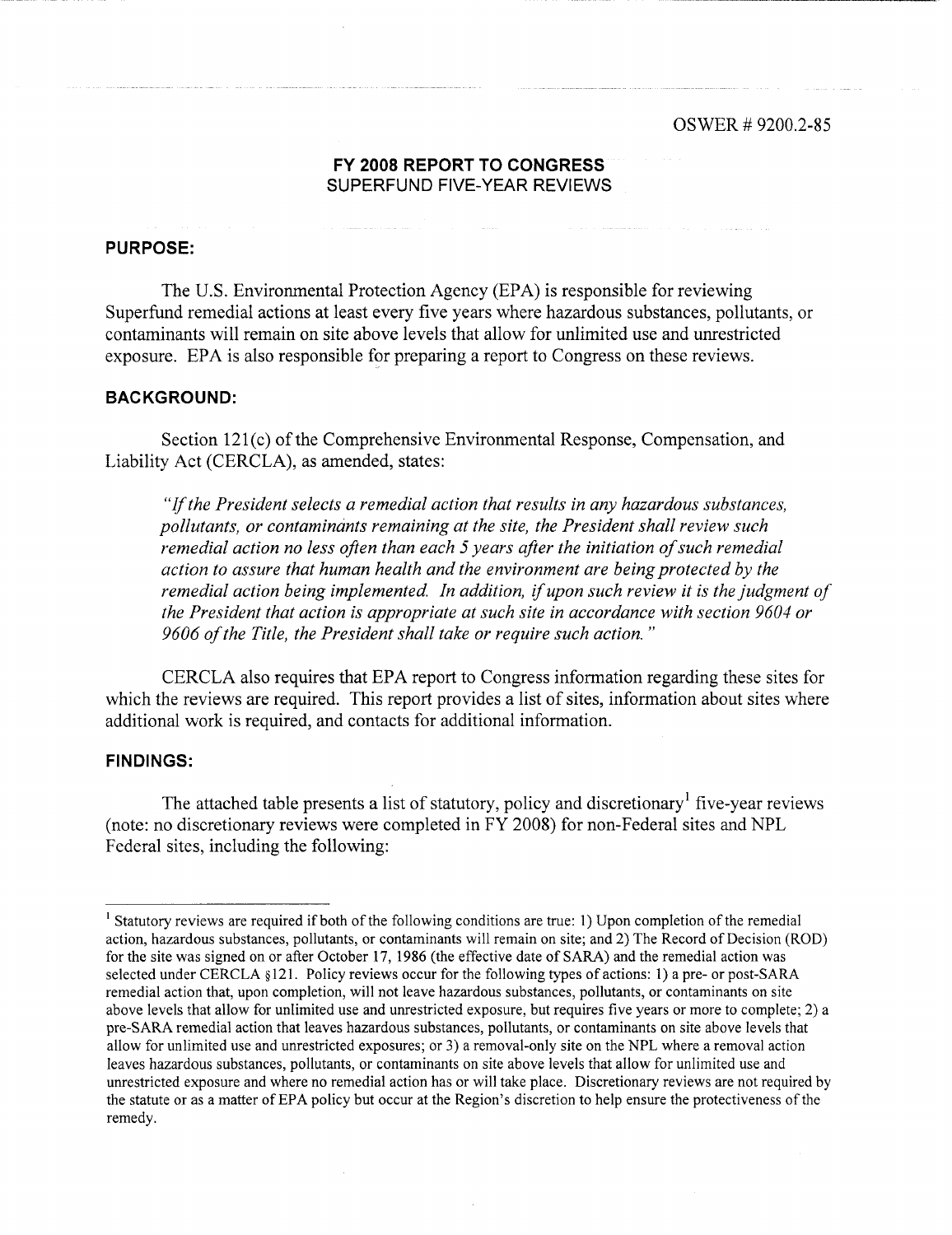OSWER # 9200.2-85

# FY 2008 REPORT TO CONGRESS

## SUPERFUND FIVE-YEAR REVIEWS

### PURPOSE:

The U.S. Environmental Protection Agency (EPA) is responsible for reviewing Superfund remedial actions at least every five years where hazardous substances, pollutants, or contaminants will remain on site above levels that allow for unlimited use and unrestricted exposure. EPA is also responsible for preparing a report to Congress on these reviews.

### BACKGROUND:

Section 121(c) of the Comprehensive Environmental Response, Compensation, and Liability Act (CERCLA), as amended, states:

> *"If the President selects a remedial action that results in any hazardous substances, pollutants, or contaminants remaining at the site, the President shall review such remedial action no less often than each 5 years after the initiation of such remedial action to assure that human health and the environment are being protected by the remedial action being implemented. In addition, if upon such review it is the judgment of the President that action is appropriate at such site in accordance with section 9604 or 9606 of the Title, the President shall take or require such action."*

CERCLA also requires that EPA report to Congress information regarding these sites for which the reviews are required. This report provides a list of sites, information about sites where additional work is required, and contacts for additional information.

### FINDINGS:

The attached table presents a list of statutory, policy and discretionary[1] five-year reviews (note: no discretionary reviews were completed in FY 2008) for non-Federal sites and NPL Federal sites, including the following:

---

[1] Statutory reviews are required if both of the following conditions are true: 1) Upon completion of the remedial action, hazardous substances, pollutants, or contaminants will remain on site; and 2) The Record of Decision (ROD) for the site was signed on or after October 17, 1986 (the effective date of SARA) and the remedial action was selected under CERCLA §121. Policy reviews occur for the following types of actions: 1) a pre- or post-SARA remedial action that, upon completion, will not leave hazardous substances, pollutants, or contaminants on site above levels that allow for unlimited use and unrestricted exposure, but requires five years or more to complete; 2) a pre-SARA remedial action that leaves hazardous substances, pollutants, or contaminants on site above levels that allow for unlimited use and unrestricted exposures; or 3) a removal-only site on the NPL where a removal action leaves hazardous substances, pollutants, or contaminants on site above levels that allow for unlimited use and unrestricted exposure and where no remedial action has or will take place. Discretionary reviews are not required by the statute or as a matter of EPA policy but occur at the Region's discretion to help ensure the protectiveness of the remedy.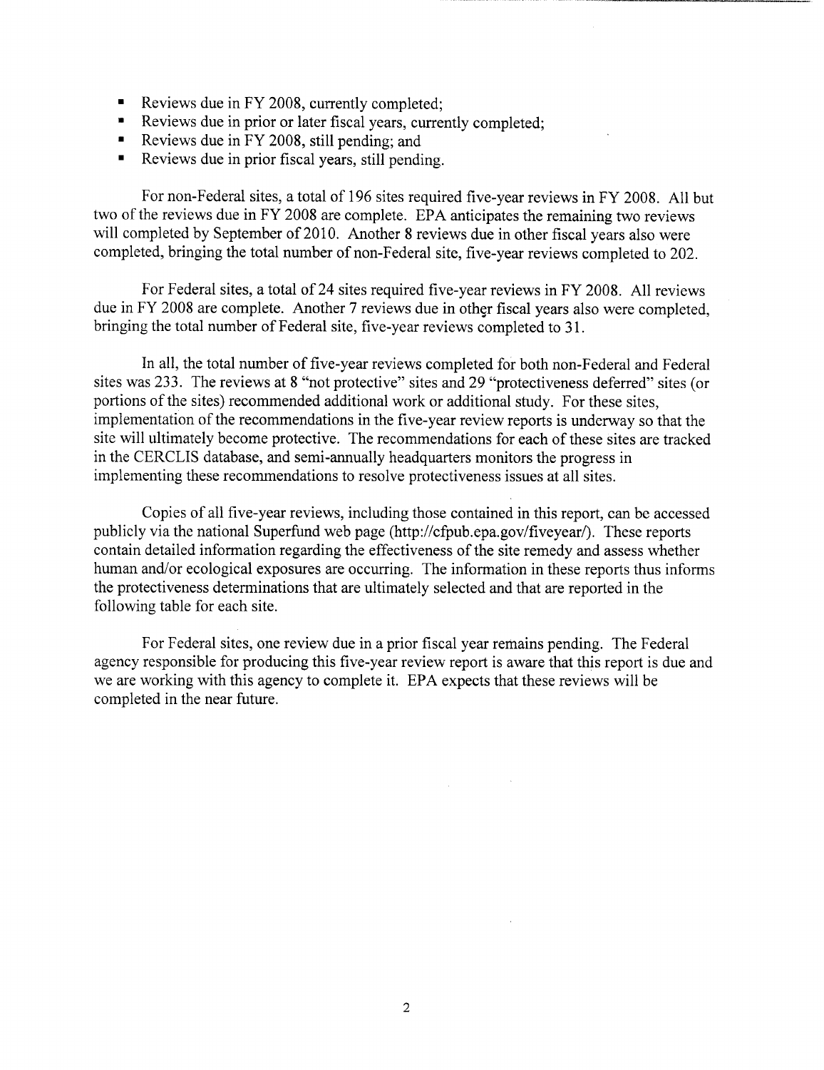- Reviews due in FY 2008, currently completed;
- Reviews due in prior or later fiscal years, currently completed;
- Reviews due in FY 2008, still pending; and
- Reviews due in prior fiscal years, still pending.

For non-Federal sites, a total of 196 sites required five-year reviews in FY 2008. All but two of the reviews due in FY 2008 are complete. EPA anticipates the remaining two reviews will completed by September of 2010. Another 8 reviews due in other fiscal years also were completed, bringing the total number of non-Federal site, five-year reviews completed to 202.

For Federal sites, a total of 24 sites required five-year reviews in FY 2008. All reviews due in FY 2008 are complete. Another 7 reviews due in other fiscal years also were completed, bringing the total number of Federal site, five-year reviews completed to 31.

In all, the total number of five-year reviews completed for both non-Federal and Federal sites was 233. The reviews at 8 "not protective" sites and 29 "protectiveness deferred" sites (or portions of the sites) recommended additional work or additional study. For these sites, implementation of the recommendations in the five-year review reports is underway so that the site will ultimately become protective. The recommendations for each of these sites are tracked in the CERCLIS database, and semi-annually headquarters monitors the progress in implementing these recommendations to resolve protectiveness issues at all sites.

Copies of all five-year reviews, including those contained in this report, can be accessed publicly via the national Superfund web page (http://cfpub.epa.gov/fiveyear/). These reports contain detailed information regarding the effectiveness of the site remedy and assess whether human and/or ecological exposures are occurring. The information in these reports thus informs the protectiveness determinations that are ultimately selected and that are reported in the following table for each site.

For Federal sites, one review due in a prior fiscal year remains pending. The Federal agency responsible for producing this five-year review report is aware that this report is due and we are working with this agency to complete it. EPA expects that these reviews will be completed in the near future.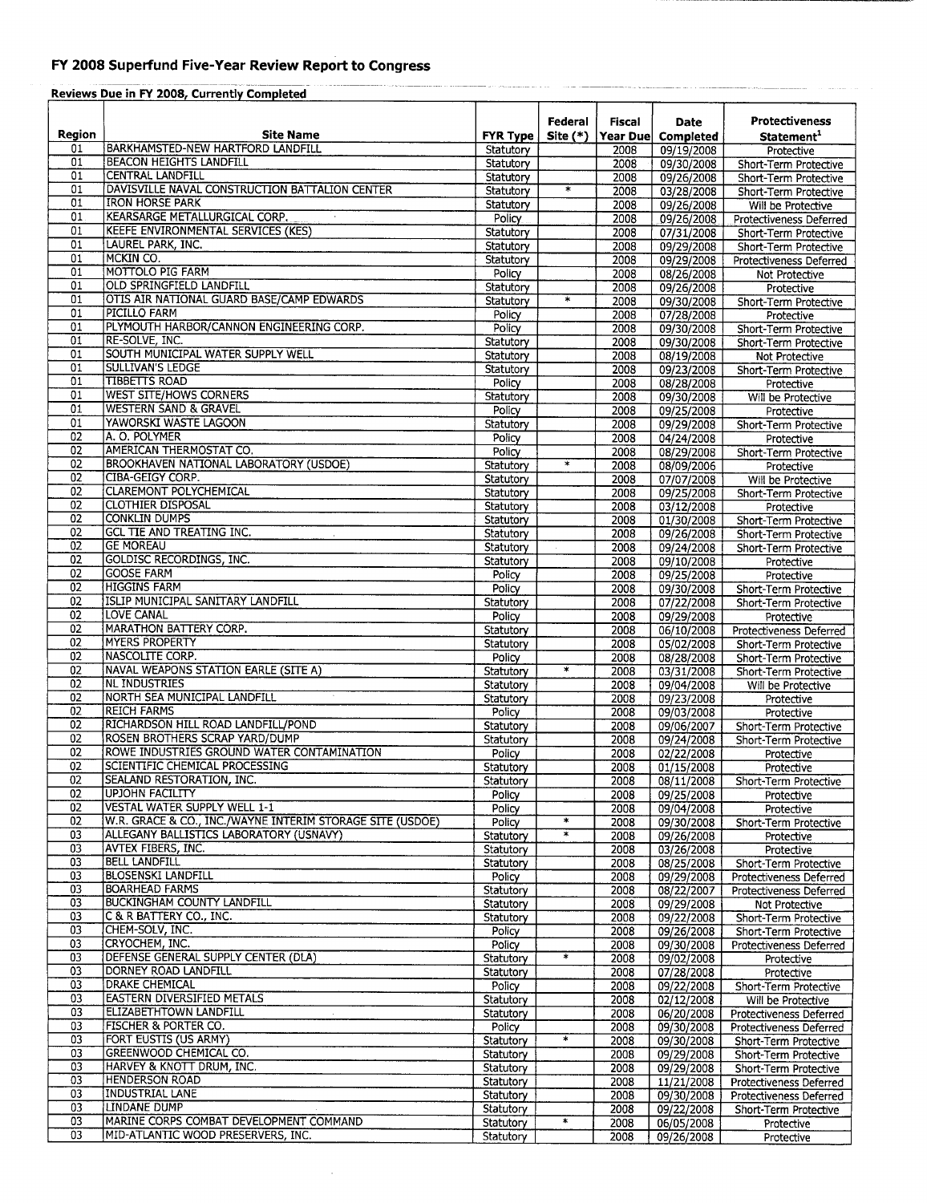# FY 2008 Superfund Five-Year Review Report to Congress

**Reviews Due in FY 2008, Currently Completed**

| Region | Site Name | FYR Type | Federal Site (*) | Fiscal Year Due | Date Completed | Protectiveness Statement[1] |
|---|---|---|---|---|---|---|
| 01 | BARKHAMSTED-NEW HARTFORD LANDFILL | Statutory | | 2008 | 09/19/2008 | Protective |
| 01 | BEACON HEIGHTS LANDFILL | Statutory | | 2008 | 09/30/2008 | Short-Term Protective |
| 01 | CENTRAL LANDFILL | Statutory | | 2008 | 09/26/2008 | Short-Term Protective |
| 01 | DAVISVILLE NAVAL CONSTRUCTION BATTALION CENTER | Statutory | * | 2008 | 03/28/2008 | Short-Term Protective |
| 01 | IRON HORSE PARK | Statutory | | 2008 | 09/26/2008 | Will be Protective |
| 01 | KEARSARGE METALLURGICAL CORP. | Policy | | 2008 | 09/26/2008 | Protectiveness Deferred |
| 01 | KEEFE ENVIRONMENTAL SERVICES (KES) | Statutory | | 2008 | 07/31/2008 | Short-Term Protective |
| 01 | LAUREL PARK, INC. | Statutory | | 2008 | 09/29/2008 | Short-Term Protective |
| 01 | MCKIN CO. | Statutory | | 2008 | 09/29/2008 | Protectiveness Deferred |
| 01 | MOTTOLO PIG FARM | Policy | | 2008 | 08/26/2008 | Not Protective |
| 01 | OLD SPRINGFIELD LANDFILL | Statutory | | 2008 | 09/26/2008 | Protective |
| 01 | OTIS AIR NATIONAL GUARD BASE/CAMP EDWARDS | Statutory | * | 2008 | 09/30/2008 | Short-Term Protective |
| 01 | PICILLO FARM | Policy | | 2008 | 07/28/2008 | Protective |
| 01 | PLYMOUTH HARBOR/CANNON ENGINEERING CORP. | Policy | | 2008 | 09/30/2008 | Short-Term Protective |
| 01 | RE-SOLVE, INC. | Statutory | | 2008 | 09/30/2008 | Short-Term Protective |
| 01 | SOUTH MUNICIPAL WATER SUPPLY WELL | Statutory | | 2008 | 08/19/2008 | Not Protective |
| 01 | SULLIVAN'S LEDGE | Statutory | | 2008 | 09/23/2008 | Short-Term Protective |
| 01 | TIBBETTS ROAD | Policy | | 2008 | 08/28/2008 | Protective |
| 01 | WEST SITE/HOWS CORNERS | Statutory | | 2008 | 09/30/2008 | Will be Protective |
| 01 | WESTERN SAND & GRAVEL | Policy | | 2008 | 09/25/2008 | Protective |
| 01 | YAWORSKI WASTE LAGOON | Statutory | | 2008 | 09/29/2008 | Short-Term Protective |
| 02 | A. O. POLYMER | Policy | | 2008 | 04/24/2008 | Protective |
| 02 | AMERICAN THERMOSTAT CO. | Policy | | 2008 | 08/29/2008 | Short-Term Protective |
| 02 | BROOKHAVEN NATIONAL LABORATORY (USDOE) | Statutory | * | 2008 | 08/09/2006 | Protective |
| 02 | CIBA-GEIGY CORP. | Statutory | | 2008 | 07/07/2008 | Will be Protective |
| 02 | CLAREMONT POLYCHEMICAL | Statutory | | 2008 | 09/25/2008 | Short-Term Protective |
| 02 | CLOTHIER DISPOSAL | Statutory | | 2008 | 03/12/2008 | Protective |
| 02 | CONKLIN DUMPS | Statutory | | 2008 | 01/30/2008 | Short-Term Protective |
| 02 | GCL TIE AND TREATING INC. | Statutory | | 2008 | 09/26/2008 | Short-Term Protective |
| 02 | GE MOREAU | Statutory | | 2008 | 09/24/2008 | Short-Term Protective |
| 02 | GOLDISC RECORDINGS, INC. | Statutory | | 2008 | 09/10/2008 | Protective |
| 02 | GOOSE FARM | Policy | | 2008 | 09/25/2008 | Protective |
| 02 | HIGGINS FARM | Policy | | 2008 | 09/30/2008 | Short-Term Protective |
| 02 | ISLIP MUNICIPAL SANITARY LANDFILL | Statutory | | 2008 | 07/22/2008 | Short-Term Protective |
| 02 | LOVE CANAL | Policy | | 2008 | 09/29/2008 | Protective |
| 02 | MARATHON BATTERY CORP. | Statutory | | 2008 | 06/10/2008 | Protectiveness Deferred |
| 02 | MYERS PROPERTY | Statutory | | 2008 | 05/02/2008 | Short-Term Protective |
| 02 | NASCOLITE CORP. | Policy | | 2008 | 08/28/2008 | Short-Term Protective |
| 02 | NAVAL WEAPONS STATION EARLE (SITE A) | Statutory | * | 2008 | 03/31/2008 | Short-Term Protective |
| 02 | NL INDUSTRIES | Statutory | | 2008 | 09/04/2008 | Will be Protective |
| 02 | NORTH SEA MUNICIPAL LANDFILL | Statutory | | 2008 | 09/23/2008 | Protective |
| 02 | REICH FARMS | Policy | | 2008 | 09/03/2008 | Protective |
| 02 | RICHARDSON HILL ROAD LANDFILL/POND | Statutory | | 2008 | 09/06/2007 | Short-Term Protective |
| 02 | ROSEN BROTHERS SCRAP YARD/DUMP | Statutory | | 2008 | 09/24/2008 | Short-Term Protective |
| 02 | ROWE INDUSTRIES GROUND WATER CONTAMINATION | Policy | | 2008 | 02/22/2008 | Protective |
| 02 | SCIENTIFIC CHEMICAL PROCESSING | Statutory | | 2008 | 01/15/2008 | Protective |
| 02 | SEALAND RESTORATION, INC. | Statutory | | 2008 | 08/11/2008 | Short-Term Protective |
| 02 | UPJOHN FACILITY | Policy | | 2008 | 09/25/2008 | Protective |
| 02 | VESTAL WATER SUPPLY WELL 1-1 | Policy | | 2008 | 09/04/2008 | Protective |
| 02 | W.R. GRACE & CO., INC./WAYNE INTERIM STORAGE SITE (USDOE) | Policy | * | 2008 | 09/30/2008 | Short-Term Protective |
| 03 | ALLEGANY BALLISTICS LABORATORY (USNAVY) | Statutory | * | 2008 | 09/26/2008 | Protective |
| 03 | AVTEX FIBERS, INC. | Statutory | | 2008 | 03/26/2008 | Protective |
| 03 | BELL LANDFILL | Statutory | | 2008 | 08/25/2008 | Short-Term Protective |
| 03 | BLOSENSKI LANDFILL | Policy | | 2008 | 09/29/2008 | Protectiveness Deferred |
| 03 | BOARHEAD FARMS | Statutory | | 2008 | 08/22/2007 | Protectiveness Deferred |
| 03 | BUCKINGHAM COUNTY LANDFILL | Statutory | | 2008 | 09/29/2008 | Not Protective |
| 03 | C & R BATTERY CO., INC. | Statutory | | 2008 | 09/22/2008 | Short-Term Protective |
| 03 | CHEM-SOLV, INC. | Policy | | 2008 | 09/26/2008 | Short-Term Protective |
| 03 | CRYOCHEM, INC. | Policy | | 2008 | 09/30/2008 | Protectiveness Deferred |
| 03 | DEFENSE GENERAL SUPPLY CENTER (DLA) | Statutory | * | 2008 | 09/02/2008 | Protective |
| 03 | DORNEY ROAD LANDFILL | Statutory | | 2008 | 07/28/2008 | Protective |
| 03 | DRAKE CHEMICAL | Policy | | 2008 | 09/22/2008 | Short-Term Protective |
| 03 | EASTERN DIVERSIFIED METALS | Statutory | | 2008 | 02/12/2008 | Will be Protective |
| 03 | ELIZABETHTOWN LANDFILL | Statutory | | 2008 | 06/20/2008 | Protectiveness Deferred |
| 03 | FISCHER & PORTER CO. | Policy | | 2008 | 09/30/2008 | Protectiveness Deferred |
| 03 | FORT EUSTIS (US ARMY) | Statutory | * | 2008 | 09/30/2008 | Short-Term Protective |
| 03 | GREENWOOD CHEMICAL CO. | Statutory | | 2008 | 09/29/2008 | Short-Term Protective |
| 03 | HARVEY & KNOTT DRUM, INC. | Statutory | | 2008 | 09/29/2008 | Short-Term Protective |
| 03 | HENDERSON ROAD | Statutory | | 2008 | 11/21/2008 | Protectiveness Deferred |
| 03 | INDUSTRIAL LANE | Statutory | | 2008 | 09/30/2008 | Protectiveness Deferred |
| 03 | LINDANE DUMP | Statutory | | 2008 | 09/22/2008 | Short-Term Protective |
| 03 | MARINE CORPS COMBAT DEVELOPMENT COMMAND | Statutory | * | 2008 | 06/05/2008 | Protective |
| 03 | MID-ATLANTIC WOOD PRESERVERS, INC. | Statutory | | 2008 | 09/26/2008 | Protective |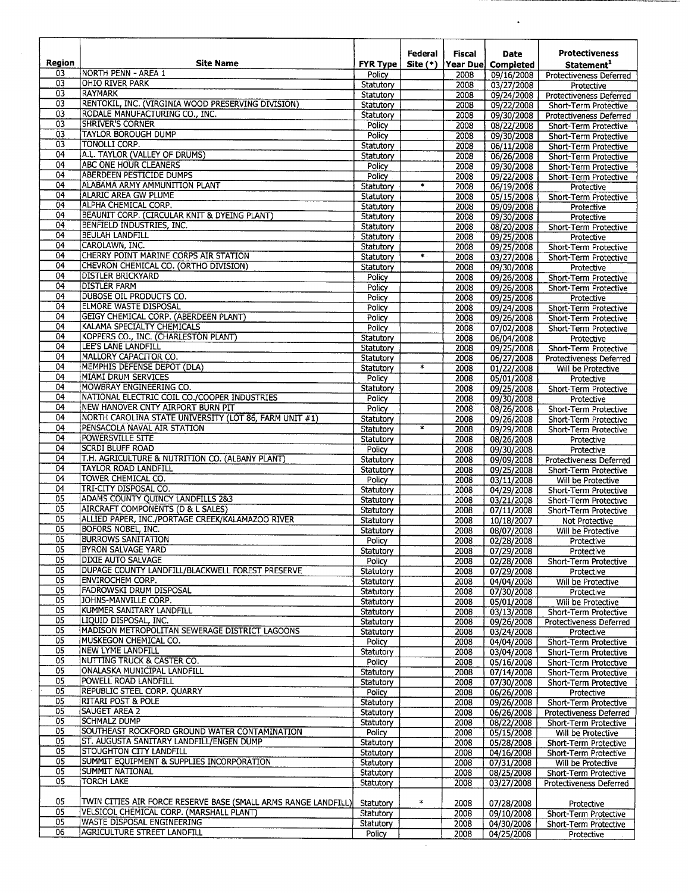| Region | Site Name | FYR Type | Federal Site (*) | Fiscal Year Due | Date Completed | Protectiveness Statement[1] |
|---|---|---|---|---|---|---|
| 03 | NORTH PENN - AREA 1 | Policy | | 2008 | 09/16/2008 | Protectiveness Deferred |
| 03 | OHIO RIVER PARK | Statutory | | 2008 | 03/27/2008 | Protective |
| 03 | RAYMARK | Statutory | | 2008 | 09/24/2008 | Protectiveness Deferred |
| 03 | RENTOKIL, INC. (VIRGINIA WOOD PRESERVING DIVISION) | Statutory | | 2008 | 09/22/2008 | Short-Term Protective |
| 03 | RODALE MANUFACTURING CO., INC. | Statutory | | 2008 | 09/30/2008 | Protectiveness Deferred |
| 03 | SHRIVER'S CORNER | Policy | | 2008 | 08/22/2008 | Short-Term Protective |
| 03 | TAYLOR BOROUGH DUMP | Policy | | 2008 | 09/30/2008 | Short-Term Protective |
| 03 | TONOLLI CORP. | Statutory | | 2008 | 06/11/2008 | Short-Term Protective |
| 04 | A.L. TAYLOR (VALLEY OF DRUMS) | Statutory | | 2008 | 06/26/2008 | Short-Term Protective |
| 04 | ABC ONE HOUR CLEANERS | Policy | | 2008 | 09/30/2008 | Short-Term Protective |
| 04 | ABERDEEN PESTICIDE DUMPS | Policy | | 2008 | 09/22/2008 | Short-Term Protective |
| 04 | ALABAMA ARMY AMMUNITION PLANT | Statutory | * | 2008 | 06/19/2008 | Protective |
| 04 | ALARIC AREA GW PLUME | Statutory | | 2008 | 05/15/2008 | Short-Term Protective |
| 04 | ALPHA CHEMICAL CORP. | Statutory | | 2008 | 09/09/2008 | Protective |
| 04 | BEAUNIT CORP. (CIRCULAR KNIT & DYEING PLANT) | Statutory | | 2008 | 09/30/2008 | Protective |
| 04 | BENFIELD INDUSTRIES, INC. | Statutory | | 2008 | 08/20/2008 | Short-Term Protective |
| 04 | BEULAH LANDFILL | Statutory | | 2008 | 09/25/2008 | Protective |
| 04 | CAROLAWN, INC. | Statutory | | 2008 | 09/25/2008 | Short-Term Protective |
| 04 | CHERRY POINT MARINE CORPS AIR STATION | Statutory | * | 2008 | 03/27/2008 | Short-Term Protective |
| 04 | CHEVRON CHEMICAL CO. (ORTHO DIVISION) | Statutory | | 2008 | 09/30/2008 | Protective |
| 04 | DISTLER BRICKYARD | Policy | | 2008 | 09/26/2008 | Short-Term Protective |
| 04 | DISTLER FARM | Policy | | 2008 | 09/26/2008 | Short-Term Protective |
| 04 | DUBOSE OIL PRODUCTS CO. | Policy | | 2008 | 09/25/2008 | Protective |
| 04 | ELMORE WASTE DISPOSAL | Policy | | 2008 | 09/24/2008 | Short-Term Protective |
| 04 | GEIGY CHEMICAL CORP. (ABERDEEN PLANT) | Policy | | 2008 | 09/26/2008 | Short-Term Protective |
| 04 | KALAMA SPECIALTY CHEMICALS | Policy | | 2008 | 07/02/2008 | Short-Term Protective |
| 04 | KOPPERS CO., INC. (CHARLESTON PLANT) | Statutory | | 2008 | 06/04/2008 | Protective |
| 04 | LEE'S LANE LANDFILL | Statutory | | 2008 | 09/25/2008 | Short-Term Protective |
| 04 | MALLORY CAPACITOR CO. | Statutory | | 2008 | 06/27/2008 | Protectiveness Deferred |
| 04 | MEMPHIS DEFENSE DEPOT (DLA) | Statutory | * | 2008 | 01/22/2008 | Will be Protective |
| 04 | MIAMI DRUM SERVICES | Policy | | 2008 | 05/01/2008 | Protective |
| 04 | MOWBRAY ENGINEERING CO. | Statutory | | 2008 | 09/25/2008 | Short-Term Protective |
| 04 | NATIONAL ELECTRIC COIL CO./COOPER INDUSTRIES | Policy | | 2008 | 09/30/2008 | Protective |
| 04 | NEW HANOVER CNTY AIRPORT BURN PIT | Policy | | 2008 | 08/26/2008 | Short-Term Protective |
| 04 | NORTH CAROLINA STATE UNIVERSITY (LOT 86, FARM UNIT #1) | Statutory | | 2008 | 09/26/2008 | Short-Term Protective |
| 04 | PENSACOLA NAVAL AIR STATION | Statutory | * | 2008 | 09/29/2008 | Short-Term Protective |
| 04 | POWERSVILLE SITE | Statutory | | 2008 | 08/26/2008 | Protective |
| 04 | SCRDI BLUFF ROAD | Policy | | 2008 | 09/30/2008 | Protective |
| 04 | T.H. AGRICULTURE & NUTRITION CO. (ALBANY PLANT) | Statutory | | 2008 | 09/09/2008 | Protectiveness Deferred |
| 04 | TAYLOR ROAD LANDFILL | Statutory | | 2008 | 09/25/2008 | Short-Term Protective |
| 04 | TOWER CHEMICAL CO. | Policy | | 2008 | 03/11/2008 | Will be Protective |
| 04 | TRI-CITY DISPOSAL CO. | Statutory | | 2008 | 04/29/2008 | Short-Term Protective |
| 05 | ADAMS COUNTY QUINCY LANDFILLS 2&3 | Statutory | | 2008 | 03/21/2008 | Short-Term Protective |
| 05 | AIRCRAFT COMPONENTS (D & L SALES) | Statutory | | 2008 | 07/11/2008 | Short-Term Protective |
| 05 | ALLIED PAPER, INC./PORTAGE CREEK/KALAMAZOO RIVER | Statutory | | 2008 | 10/18/2007 | Not Protective |
| 05 | BOFORS NOBEL, INC. | Statutory | | 2008 | 08/07/2008 | Will be Protective |
| 05 | BURROWS SANITATION | Policy | | 2008 | 02/28/2008 | Protective |
| 05 | BYRON SALVAGE YARD | Statutory | | 2008 | 07/29/2008 | Protective |
| 05 | DIXIE AUTO SALVAGE | Policy | | 2008 | 02/28/2008 | Short-Term Protective |
| 05 | DUPAGE COUNTY LANDFILL/BLACKWELL FOREST PRESERVE | Statutory | | 2008 | 07/29/2008 | Protective |
| 05 | ENVIROCHEM CORP. | Statutory | | 2008 | 04/04/2008 | Will be Protective |
| 05 | FADROWSKI DRUM DISPOSAL | Statutory | | 2008 | 07/30/2008 | Protective |
| 05 | JOHNS-MANVILLE CORP. | Statutory | | 2008 | 05/01/2008 | Will be Protective |
| 05 | KUMMER SANITARY LANDFILL | Statutory | | 2008 | 03/13/2008 | Short-Term Protective |
| 05 | LIQUID DISPOSAL, INC. | Statutory | | 2008 | 09/26/2008 | Protectiveness Deferred |
| 05 | MADISON METROPOLITAN SEWERAGE DISTRICT LAGOONS | Statutory | | 2008 | 03/24/2008 | Protective |
| 05 | MUSKEGON CHEMICAL CO. | Policy | | 2008 | 04/04/2008 | Short-Term Protective |
| 05 | NEW LYME LANDFILL | Statutory | | 2008 | 03/04/2008 | Short-Term Protective |
| 05 | NUTTING TRUCK & CASTER CO. | Policy | | 2008 | 05/16/2008 | Short-Term Protective |
| 05 | ONALASKA MUNICIPAL LANDFILL | Statutory | | 2008 | 07/14/2008 | Short-Term Protective |
| 05 | POWELL ROAD LANDFILL | Statutory | | 2008 | 07/30/2008 | Short-Term Protective |
| 05 | REPUBLIC STEEL CORP. QUARRY | Policy | | 2008 | 06/26/2008 | Protective |
| 05 | RITARI POST & POLE | Statutory | | 2008 | 09/26/2008 | Short-Term Protective |
| 05 | SAUGET AREA 2 | Statutory | | 2008 | 06/26/2008 | Protectiveness Deferred |
| 05 | SCHMALZ DUMP | Statutory | | 2008 | 08/22/2008 | Short-Term Protective |
| 05 | SOUTHEAST ROCKFORD GROUND WATER CONTAMINATION | Policy | | 2008 | 05/15/2008 | Will be Protective |
| 05 | ST. AUGUSTA SANITARY LANDFILL/ENGEN DUMP | Statutory | | 2008 | 05/28/2008 | Short-Term Protective |
| 05 | STOUGHTON CITY LANDFILL | Statutory | | 2008 | 04/16/2008 | Short-Term Protective |
| 05 | SUMMIT EQUIPMENT & SUPPLIES INCORPORATION | Statutory | | 2008 | 07/31/2008 | Will be Protective |
| 05 | SUMMIT NATIONAL | Statutory | | 2008 | 08/25/2008 | Short-Term Protective |
| 05 | TORCH LAKE | Statutory | | 2008 | 03/27/2008 | Protectiveness Deferred |
| 05 | TWIN CITIES AIR FORCE RESERVE BASE (SMALL ARMS RANGE LANDFILL) | Statutory | * | 2008 | 07/28/2008 | Protective |
| 05 | VELSICOL CHEMICAL CORP. (MARSHALL PLANT) | Statutory | | 2008 | 09/10/2008 | Short-Term Protective |
| 05 | WASTE DISPOSAL ENGINEERING | Statutory | | 2008 | 04/30/2008 | Short-Term Protective |
| 06 | AGRICULTURE STREET LANDFILL | Policy | | 2008 | 04/25/2008 | Protective |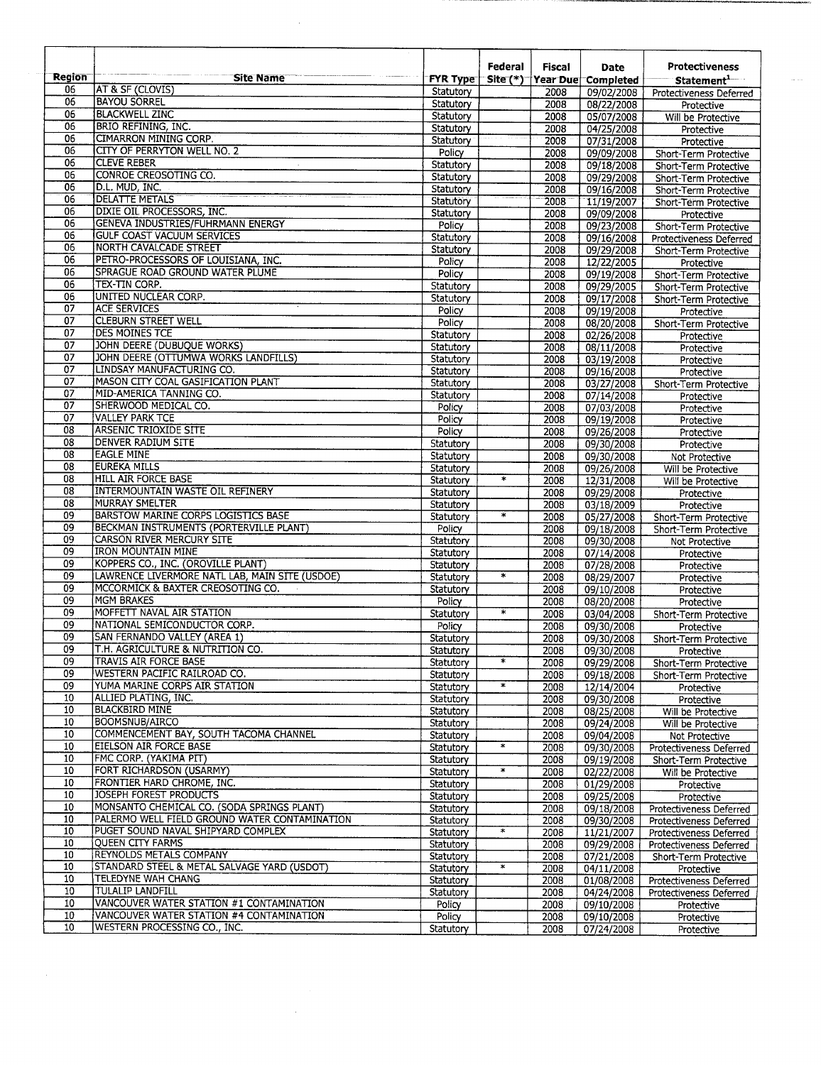| Region | Site Name | FYR Type | Federal Site (*) | Fiscal Year Due | Date Completed | Protectiveness Statement[1] |
|---|---|---|---|---|---|---|
| 06 | AT & SF (CLOVIS) | Statutory | | 2008 | 09/02/2008 | Protectiveness Deferred |
| 06 | BAYOU SORREL | Statutory | | 2008 | 08/22/2008 | Protective |
| 06 | BLACKWELL ZINC | Statutory | | 2008 | 05/07/2008 | Will be Protective |
| 06 | BRIO REFINING, INC. | Statutory | | 2008 | 04/25/2008 | Protective |
| 06 | CIMARRON MINING CORP. | Statutory | | 2008 | 07/31/2008 | Protective |
| 06 | CITY OF PERRYTON WELL NO. 2 | Policy | | 2008 | 09/09/2008 | Short-Term Protective |
| 06 | CLEVE REBER | Statutory | | 2008 | 09/18/2008 | Short-Term Protective |
| 06 | CONROE CREOSOTING CO. | Statutory | | 2008 | 09/29/2008 | Short-Term Protective |
| 06 | D.L. MUD, INC. | Statutory | | 2008 | 09/16/2008 | Short-Term Protective |
| 06 | DELATTE METALS | Statutory | | 2008 | 11/19/2007 | Short-Term Protective |
| 06 | DIXIE OIL PROCESSORS, INC. | Statutory | | 2008 | 09/09/2008 | Protective |
| 06 | GENEVA INDUSTRIES/FUHRMANN ENERGY | Policy | | 2008 | 09/23/2008 | Short-Term Protective |
| 06 | GULF COAST VACUUM SERVICES | Statutory | | 2008 | 09/16/2008 | Protectiveness Deferred |
| 06 | NORTH CAVALCADE STREET | Statutory | | 2008 | 09/29/2008 | Short-Term Protective |
| 06 | PETRO-PROCESSORS OF LOUISIANA, INC. | Policy | | 2008 | 12/22/2005 | Protective |
| 06 | SPRAGUE ROAD GROUND WATER PLUME | Policy | | 2008 | 09/19/2008 | Short-Term Protective |
| 06 | TEX-TIN CORP. | Statutory | | 2008 | 09/29/2005 | Short-Term Protective |
| 06 | UNITED NUCLEAR CORP. | Statutory | | 2008 | 09/17/2008 | Short-Term Protective |
| 07 | ACE SERVICES | Policy | | 2008 | 09/19/2008 | Protective |
| 07 | CLEBURN STREET WELL | Policy | | 2008 | 08/20/2008 | Short-Term Protective |
| 07 | DES MOINES TCE | Statutory | | 2008 | 02/26/2008 | Protective |
| 07 | JOHN DEERE (DUBUQUE WORKS) | Statutory | | 2008 | 08/11/2008 | Protective |
| 07 | JOHN DEERE (OTTUMWA WORKS LANDFILLS) | Statutory | | 2008 | 03/19/2008 | Protective |
| 07 | LINDSAY MANUFACTURING CO. | Statutory | | 2008 | 09/16/2008 | Protective |
| 07 | MASON CITY COAL GASIFICATION PLANT | Statutory | | 2008 | 03/27/2008 | Short-Term Protective |
| 07 | MID-AMERICA TANNING CO. | Statutory | | 2008 | 07/14/2008 | Protective |
| 07 | SHERWOOD MEDICAL CO. | Policy | | 2008 | 07/03/2008 | Protective |
| 07 | VALLEY PARK TCE | Policy | | 2008 | 09/19/2008 | Protective |
| 08 | ARSENIC TRIOXIDE SITE | Policy | | 2008 | 09/26/2008 | Protective |
| 08 | DENVER RADIUM SITE | Statutory | | 2008 | 09/30/2008 | Protective |
| 08 | EAGLE MINE | Statutory | | 2008 | 09/30/2008 | Not Protective |
| 08 | EUREKA MILLS | Statutory | | 2008 | 09/26/2008 | Will be Protective |
| 08 | HILL AIR FORCE BASE | Statutory | * | 2008 | 12/31/2008 | Will be Protective |
| 08 | INTERMOUNTAIN WASTE OIL REFINERY | Statutory | | 2008 | 09/29/2008 | Protective |
| 08 | MURRAY SMELTER | Statutory | | 2008 | 03/18/2009 | Protective |
| 09 | BARSTOW MARINE CORPS LOGISTICS BASE | Statutory | * | 2008 | 05/27/2008 | Short-Term Protective |
| 09 | BECKMAN INSTRUMENTS (PORTERVILLE PLANT) | Policy | | 2008 | 09/18/2008 | Short-Term Protective |
| 09 | CARSON RIVER MERCURY SITE | Statutory | | 2008 | 09/30/2008 | Not Protective |
| 09 | IRON MOUNTAIN MINE | Statutory | | 2008 | 07/14/2008 | Protective |
| 09 | KOPPERS CO., INC. (OROVILLE PLANT) | Statutory | | 2008 | 07/28/2008 | Protective |
| 09 | LAWRENCE LIVERMORE NATL LAB, MAIN SITE (USDOE) | Statutory | * | 2008 | 08/29/2007 | Protective |
| 09 | MCCORMICK & BAXTER CREOSOTING CO. | Statutory | | 2008 | 09/10/2008 | Protective |
| 09 | MGM BRAKES | Policy | | 2008 | 08/20/2008 | Protective |
| 09 | MOFFETT NAVAL AIR STATION | Statutory | * | 2008 | 03/04/2008 | Short-Term Protective |
| 09 | NATIONAL SEMICONDUCTOR CORP. | Policy | | 2008 | 09/30/2008 | Protective |
| 09 | SAN FERNANDO VALLEY (AREA 1) | Statutory | | 2008 | 09/30/2008 | Short-Term Protective |
| 09 | T.H. AGRICULTURE & NUTRITION CO. | Statutory | | 2008 | 09/30/2008 | Protective |
| 09 | TRAVIS AIR FORCE BASE | Statutory | * | 2008 | 09/29/2008 | Short-Term Protective |
| 09 | WESTERN PACIFIC RAILROAD CO. | Statutory | | 2008 | 09/18/2008 | Short-Term Protective |
| 09 | YUMA MARINE CORPS AIR STATION | Statutory | * | 2008 | 12/14/2004 | Protective |
| 10 | ALLIED PLATING, INC. | Statutory | | 2008 | 09/30/2008 | Protective |
| 10 | BLACKBIRD MINE | Statutory | | 2008 | 08/25/2008 | Will be Protective |
| 10 | BOOMSNUB/AIRCO | Statutory | | 2008 | 09/24/2008 | Will be Protective |
| 10 | COMMENCEMENT BAY, SOUTH TACOMA CHANNEL | Statutory | | 2008 | 09/04/2008 | Not Protective |
| 10 | EIELSON AIR FORCE BASE | Statutory | * | 2008 | 09/30/2008 | Protectiveness Deferred |
| 10 | FMC CORP. (YAKIMA PIT) | Statutory | | 2008 | 09/19/2008 | Short-Term Protective |
| 10 | FORT RICHARDSON (USARMY) | Statutory | * | 2008 | 02/22/2008 | Will be Protective |
| 10 | FRONTIER HARD CHROME, INC. | Statutory | | 2008 | 01/29/2008 | Protective |
| 10 | JOSEPH FOREST PRODUCTS | Statutory | | 2008 | 09/25/2008 | Protective |
| 10 | MONSANTO CHEMICAL CO. (SODA SPRINGS PLANT) | Statutory | | 2008 | 09/18/2008 | Protectiveness Deferred |
| 10 | PALERMO WELL FIELD GROUND WATER CONTAMINATION | Statutory | | 2008 | 09/30/2008 | Protectiveness Deferred |
| 10 | PUGET SOUND NAVAL SHIPYARD COMPLEX | Statutory | * | 2008 | 11/21/2007 | Protectiveness Deferred |
| 10 | QUEEN CITY FARMS | Statutory | | 2008 | 09/29/2008 | Protectiveness Deferred |
| 10 | REYNOLDS METALS COMPANY | Statutory | | 2008 | 07/21/2008 | Short-Term Protective |
| 10 | STANDARD STEEL & METAL SALVAGE YARD (USDOT) | Statutory | * | 2008 | 04/11/2008 | Protective |
| 10 | TELEDYNE WAH CHANG | Statutory | | 2008 | 01/08/2008 | Protectiveness Deferred |
| 10 | TULALIP LANDFILL | Statutory | | 2008 | 04/24/2008 | Protectiveness Deferred |
| 10 | VANCOUVER WATER STATION #1 CONTAMINATION | Policy | | 2008 | 09/10/2008 | Protective |
| 10 | VANCOUVER WATER STATION #4 CONTAMINATION | Policy | | 2008 | 09/10/2008 | Protective |
| 10 | WESTERN PROCESSING CO., INC. | Statutory | | 2008 | 07/24/2008 | Protective |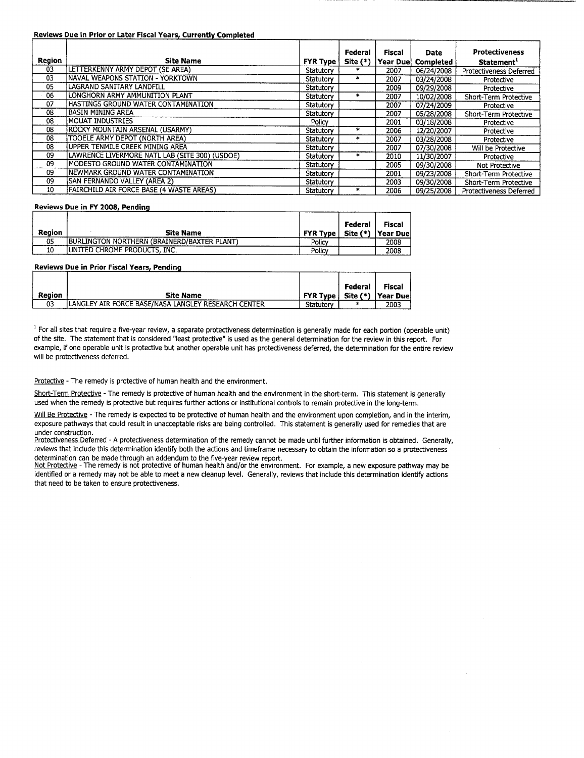**Reviews Due in Prior or Later Fiscal Years, Currently Completed**

| Region | Site Name | FYR Type | Federal Site (*) | Fiscal Year Due | Date Completed | Protectiveness Statement[1] |
|---|---|---|---|---|---|---|
| 03 | LETTERKENNY ARMY DEPOT (SE AREA) | Statutory | * | 2007 | 06/24/2008 | Protectiveness Deferred |
| 03 | NAVAL WEAPONS STATION - YORKTOWN | Statutory | * | 2007 | 03/24/2008 | Protective |
| 05 | LAGRAND SANITARY LANDFILL | Statutory | | 2009 | 09/29/2008 | Protective |
| 06 | LONGHORN ARMY AMMUNITION PLANT | Statutory | * | 2007 | 10/02/2008 | Short-Term Protective |
| 07 | HASTINGS GROUND WATER CONTAMINATION | Statutory | | 2007 | 07/24/2009 | Protective |
| 08 | BASIN MINING AREA | Statutory | | 2007 | 05/28/2008 | Short-Term Protective |
| 08 | MOUAT INDUSTRIES | Policy | | 2001 | 03/18/2008 | Protective |
| 08 | ROCKY MOUNTAIN ARSENAL (USARMY) | Statutory | * | 2006 | 12/20/2007 | Protective |
| 08 | TOOELE ARMY DEPOT (NORTH AREA) | Statutory | * | 2007 | 03/28/2008 | Protective |
| 08 | UPPER TENMILE CREEK MINING AREA | Statutory | | 2007 | 07/30/2008 | Will be Protective |
| 09 | LAWRENCE LIVERMORE NATL LAB (SITE 300) (USDOE) | Statutory | * | 2010 | 11/30/2007 | Protective |
| 09 | MODESTO GROUND WATER CONTAMINATION | Statutory | | 2005 | 09/30/2008 | Not Protective |
| 09 | NEWMARK GROUND WATER CONTAMINATION | Statutory | | 2001 | 09/23/2008 | Short-Term Protective |
| 09 | SAN FERNANDO VALLEY (AREA 2) | Statutory | | 2003 | 09/30/2008 | Short-Term Protective |
| 10 | FAIRCHILD AIR FORCE BASE (4 WASTE AREAS) | Statutory | * | 2006 | 09/25/2008 | Protectiveness Deferred |

**Reviews Due in FY 2008, Pending**

| Region | Site Name | FYR Type | Federal Site (*) | Fiscal Year Due |
|---|---|---|---|---|
| 05 | BURLINGTON NORTHERN (BRAINERD/BAXTER PLANT) | Policy | | 2008 |
| 10 | UNITED CHROME PRODUCTS, INC. | Policy | | 2008 |

**Reviews Due in Prior Fiscal Years, Pending**

| Region | Site Name | FYR Type | Federal Site (*) | Fiscal Year Due |
|---|---|---|---|---|
| 03 | LANGLEY AIR FORCE BASE/NASA LANGLEY RESEARCH CENTER | Statutory | * | 2003 |

[1] For all sites that require a five-year review, a separate protectiveness determination is generally made for each portion (operable unit) of the site. The statement that is considered "least protective" is used as the general determination for the review in this report. For example, if one operable unit is protective but another operable unit has protectiveness deferred, the determination for the entire review will be protectiveness deferred.

Protective - The remedy is protective of human health and the environment.

Short-Term Protective - The remedy is protective of human health and the environment in the short-term. This statement is generally used when the remedy is protective but requires further actions or institutional controls to remain protective in the long-term.

Will Be Protective - The remedy is expected to be protective of human health and the environment upon completion, and in the interim, exposure pathways that could result in unacceptable risks are being controlled. This statement is generally used for remedies that are under construction.

Protectiveness Deferred - A protectiveness determination of the remedy cannot be made until further information is obtained. Generally, reviews that include this determination identify both the actions and timeframe necessary to obtain the information so a protectiveness determination can be made through an addendum to the five-year review report.

Not Protective - The remedy is not protective of human health and/or the environment. For example, a new exposure pathway may be identified or a remedy may not be able to meet a new cleanup level. Generally, reviews that include this determination identify actions that need to be taken to ensure protectiveness.